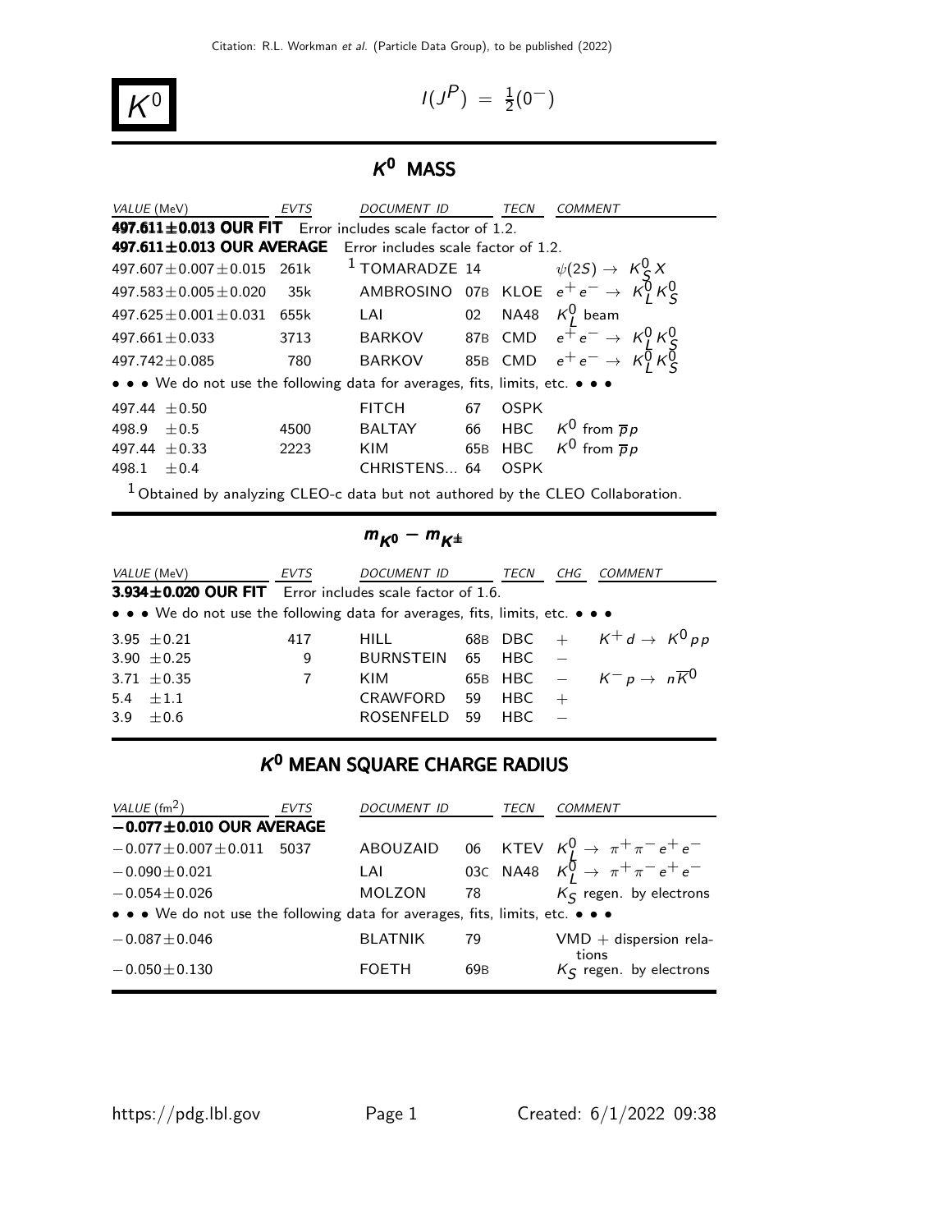# $K^0$

$I(J^P) = \frac{1}{2}(0^-)$

## $K^0$ MASS

| VALUE (MeV) | EVTS | DOCUMENT ID | | TECN | COMMENT |
|---|---|---|---|---|---|
| **497.611±0.013 OUR FIT** | Error includes scale factor of 1.2. | | | | |
| **497.611±0.013 OUR AVERAGE** | Error includes scale factor of 1.2. | | | | |
| 497.607±0.007±0.015 | 261k | [1] TOMARADZE | 14 | | $\psi(2S) \to K^0_S X$ |
| 497.583±0.005±0.020 | 35k | AMBROSINO | 07B | KLOE | $e^+e^- \to K^0_L K^0_S$ |
| 497.625±0.001±0.031 | 655k | LAI | 02 | NA48 | $K^0_L$ beam |
| 497.661±0.033 | 3713 | BARKOV | 87B | CMD | $e^+e^- \to K^0_L K^0_S$ |
| 497.742±0.085 | 780 | BARKOV | 85B | CMD | $e^+e^- \to K^0_L K^0_S$ |
| • • • We do not use the following data for averages, fits, limits, etc. • • • | | | | | |
| 497.44 ±0.50 | | FITCH | 67 | OSPK | |
| 498.9 ±0.5 | 4500 | BALTAY | 66 | HBC | $K^0$ from $\overline{p}p$ |
| 497.44 ±0.33 | 2223 | KIM | 65B | HBC | $K^0$ from $\overline{p}p$ |
| 498.1 ±0.4 | | CHRISTENS... | 64 | OSPK | |

[1] Obtained by analyzing CLEO-c data but not authored by the CLEO Collaboration.

## $m_{K^0} - m_{K^\pm}$

| VALUE (MeV) | EVTS | DOCUMENT ID | | TECN | CHG | COMMENT |
|---|---|---|---|---|---|---|
| **3.934±0.020 OUR FIT** | Error includes scale factor of 1.6. | | | | | |
| • • • We do not use the following data for averages, fits, limits, etc. • • • | | | | | | |
| 3.95 ±0.21 | 417 | HILL | 68B | DBC | + | $K^+ d \to K^0 p p$ |
| 3.90 ±0.25 | 9 | BURNSTEIN | 65 | HBC | − | |
| 3.71 ±0.35 | 7 | KIM | 65B | HBC | − | $K^- p \to n \overline{K}^0$ |
| 5.4 ±1.1 | | CRAWFORD | 59 | HBC | + | |
| 3.9 ±0.6 | | ROSENFELD | 59 | HBC | − | |

## $K^0$ MEAN SQUARE CHARGE RADIUS

| VALUE (fm$^2$) | EVTS | DOCUMENT ID | | TECN | COMMENT |
|---|---|---|---|---|---|
| **−0.077±0.010 OUR AVERAGE** | | | | | |
| −0.077±0.007±0.011 | 5037 | ABOUZAID | 06 | KTEV | $K^0_L \to \pi^+\pi^- e^+ e^-$ |
| −0.090±0.021 | | LAI | 03C | NA48 | $K^0_L \to \pi^+\pi^- e^+ e^-$ |
| −0.054±0.026 | | MOLZON | 78 | | $K_S$ regen. by electrons |
| • • • We do not use the following data for averages, fits, limits, etc. • • • | | | | | |
| −0.087±0.046 | | BLATNIK | 79 | | VMD + dispersion relations |
| −0.050±0.130 | | FOETH | 69B | | $K_S$ regen. by electrons |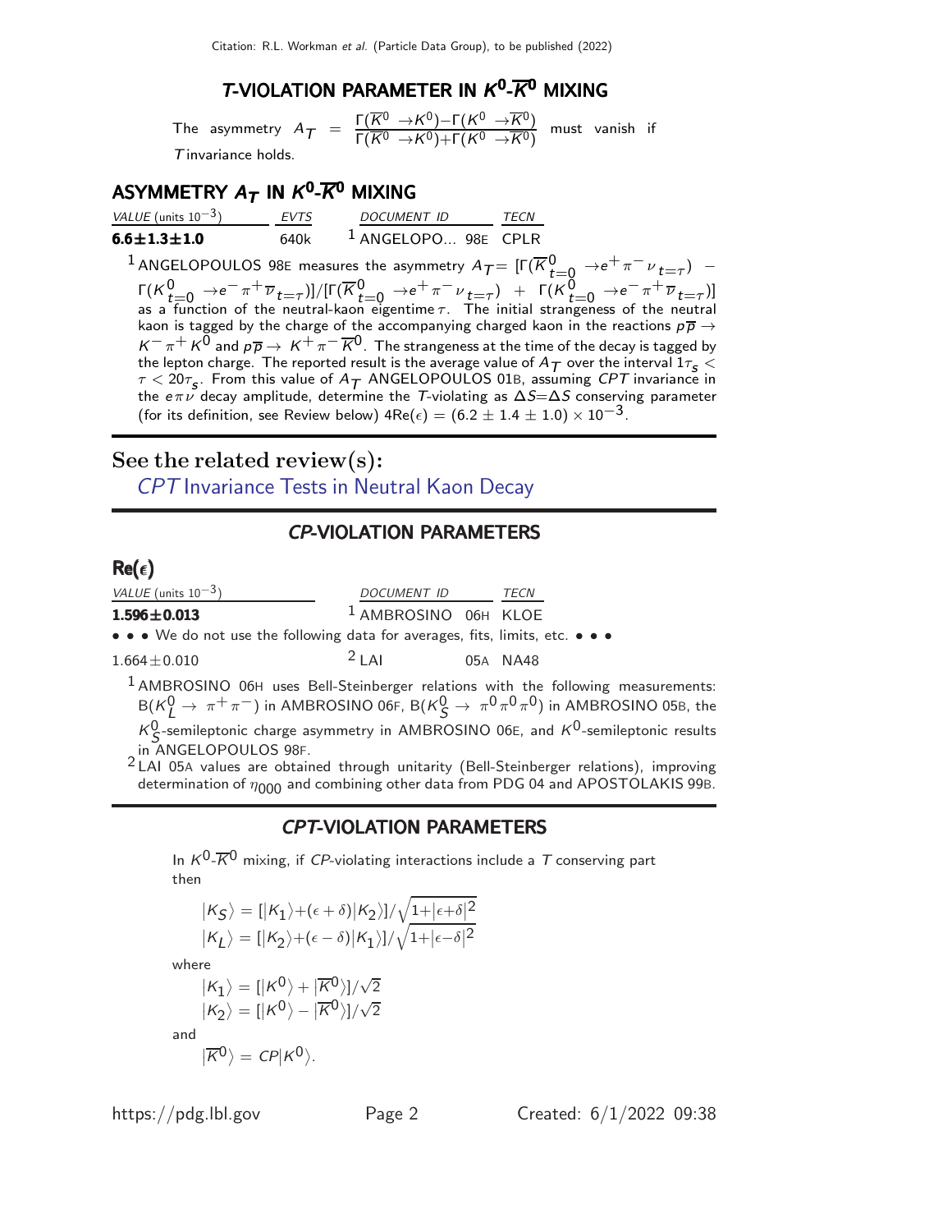## *T*-VIOLATION PARAMETER IN $K^0$-$\overline{K}^0$ MIXING

The asymmetry $A_T = \frac{\Gamma(\overline{K}^0 \to K^0) - \Gamma(K^0 \to \overline{K}^0)}{\Gamma(\overline{K}^0 \to K^0) + \Gamma(K^0 \to \overline{K}^0)}$ must vanish if *T* invariance holds.

### ASYMMETRY $A_T$ IN $K^0$-$\overline{K}^0$ MIXING

| VALUE (units $10^{-3}$) | EVTS | DOCUMENT ID | TECN |
|---|---|---|---|
| **6.6±1.3±1.0** | 640k | [1] ANGELOPO... 98E | CPLR |

[1] ANGELOPOULOS 98E measures the asymmetry $A_T = [\Gamma(\overline{K}^0_{t=0} \to e^+ \pi^- \nu_{t=\tau}) - \Gamma(K^0_{t=0} \to e^- \pi^+ \overline{\nu}_{t=\tau})]/[\Gamma(\overline{K}^0_{t=0} \to e^+ \pi^- \nu_{t=\tau}) + \Gamma(K^0_{t=0} \to e^- \pi^+ \overline{\nu}_{t=\tau})]$ as a function of the neutral-kaon eigentime $\tau$. The initial strangeness of the neutral kaon is tagged by the charge of the accompanying charged kaon in the reactions $p\overline{p} \to K^- \pi^+ K^0$ and $p\overline{p} \to K^+ \pi^- \overline{K}^0$. The strangeness at the time of the decay is tagged by the lepton charge. The reported result is the average value of $A_T$ over the interval $1\tau_S < \tau < 20\tau_S$. From this value of $A_T$ ANGELOPOULOS 01B, assuming *CPT* invariance in the $e\pi\nu$ decay amplitude, determine the *T*-violating as $\Delta S$=$\Delta S$ conserving parameter (for its definition, see Review below) $4\text{Re}(\epsilon) = (6.2 \pm 1.4 \pm 1.0) \times 10^{-3}$.

## See the related review(s):

*CPT* Invariance Tests in Neutral Kaon Decay

## *CP*-VIOLATION PARAMETERS

### Re($\epsilon$)

| VALUE (units $10^{-3}$) | DOCUMENT ID | | TECN |
|---|---|---|---|
| **1.596±0.013** | [1] AMBROSINO | 06H | KLOE |
| • • • We do not use the following data for averages, fits, limits, etc. • • • | | | |
| 1.664±0.010 | [2] LAI | 05A | NA48 |

[1] AMBROSINO 06H uses Bell-Steinberger relations with the following measurements: B($K^0_L \to \pi^+\pi^-$) in AMBROSINO 06F, B($K^0_S \to \pi^0\pi^0\pi^0$) in AMBROSINO 05B, the $K^0_S$-semileptonic charge asymmetry in AMBROSINO 06E, and $K^0$-semileptonic results in ANGELOPOULOS 98F.

[2] LAI 05A values are obtained through unitarity (Bell-Steinberger relations), improving determination of $\eta_{000}$ and combining other data from PDG 04 and APOSTOLAKIS 99B.

## *CPT*-VIOLATION PARAMETERS

In $K^0$-$\overline{K}^0$ mixing, if *CP*-violating interactions include a *T* conserving part then

$$|K_S\rangle = [|K_1\rangle + (\epsilon + \delta)|K_2\rangle]/\sqrt{1+|\epsilon+\delta|^2}$$
$$|K_L\rangle = [|K_2\rangle + (\epsilon - \delta)|K_1\rangle]/\sqrt{1+|\epsilon-\delta|^2}$$

where

$$|K_1\rangle = [|K^0\rangle + |\overline{K}^0\rangle]/\sqrt{2}$$
$$|K_2\rangle = [|K^0\rangle - |\overline{K}^0\rangle]/\sqrt{2}$$

and

$$|\overline{K}^0\rangle = CP|K^0\rangle.$$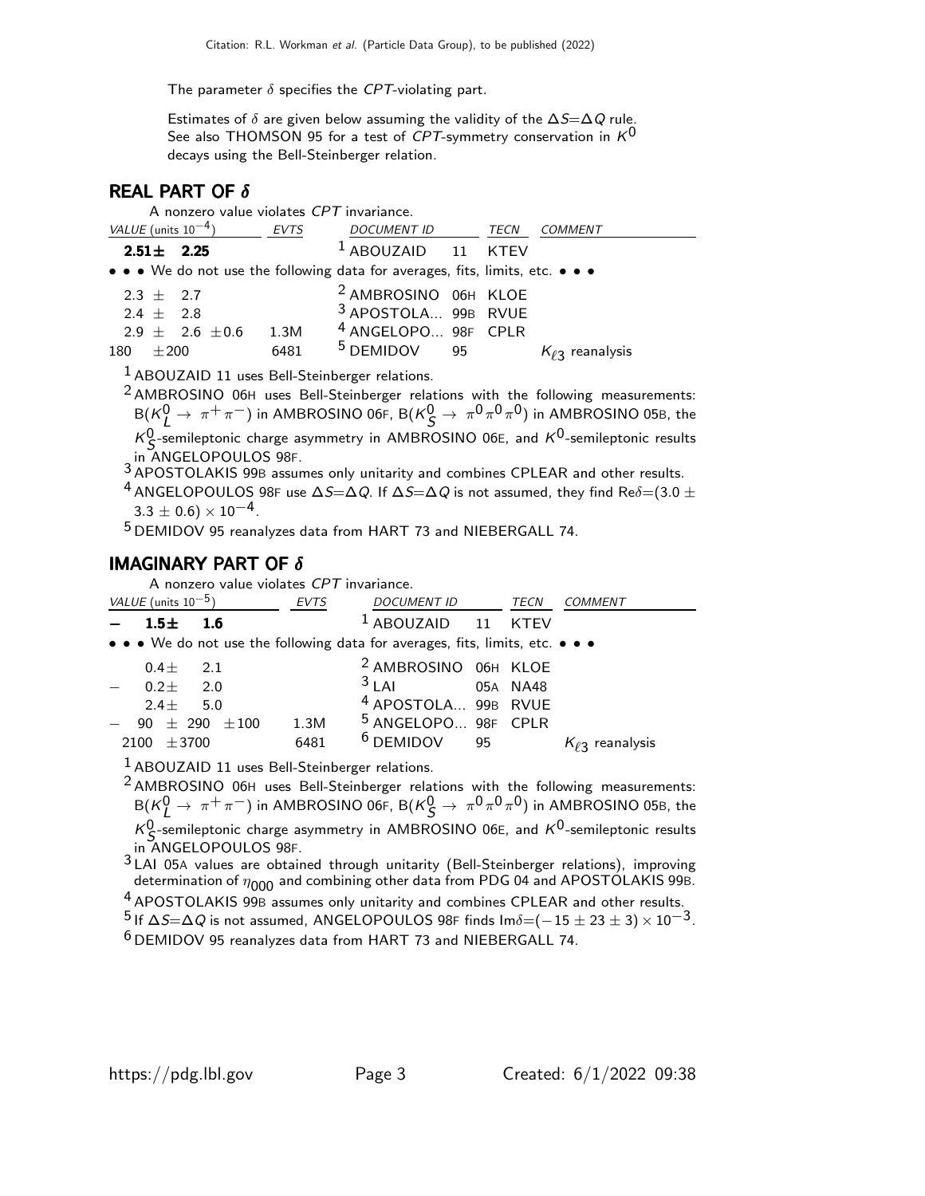The parameter $\delta$ specifies the *CPT*-violating part.

Estimates of $\delta$ are given below assuming the validity of the $\Delta S = \Delta Q$ rule. See also THOMSON 95 for a test of *CPT*-symmetry conservation in $K^0$ decays using the Bell-Steinberger relation.

## REAL PART OF $\delta$

A nonzero value violates *CPT* invariance.

| VALUE (units $10^{-4}$) | EVTS | DOCUMENT ID | | TECN | COMMENT |
|---|---|---|---|---|---|
| **2.51± 2.25** | | [1] ABOUZAID | 11 | KTEV | |
| • • • We do not use the following data for averages, fits, limits, etc. • • • | | | | | |
| 2.3 ± 2.7 | | [2] AMBROSINO | 06H | KLOE | |
| 2.4 ± 2.8 | | [3] APOSTOLA... | 99B | RVUE | |
| 2.9 ± 2.6 ±0.6 | 1.3M | [4] ANGELOPO... | 98F | CPLR | |
| 180 ±200 | 6481 | [5] DEMIDOV | 95 | | $K_{\ell 3}$ reanalysis |

[1] ABOUZAID 11 uses Bell-Steinberger relations.

[2] AMBROSINO 06H uses Bell-Steinberger relations with the following measurements: $B(K^0_L \rightarrow \pi^+ \pi^-)$ in AMBROSINO 06F, $B(K^0_S \rightarrow \pi^0 \pi^0 \pi^0)$ in AMBROSINO 05B, the $K^0_S$-semileptonic charge asymmetry in AMBROSINO 06E, and $K^0$-semileptonic results in ANGELOPOULOS 98F.

[3] APOSTOLAKIS 99B assumes only unitarity and combines CPLEAR and other results.

[4] ANGELOPOULOS 98F use $\Delta S = \Delta Q$. If $\Delta S = \Delta Q$ is not assumed, they find $\text{Re}\delta = (3.0 \pm 3.3 \pm 0.6) \times 10^{-4}$.

[5] DEMIDOV 95 reanalyzes data from HART 73 and NIEBERGALL 74.

## IMAGINARY PART OF $\delta$

A nonzero value violates *CPT* invariance.

| VALUE (units $10^{-5}$) | EVTS | DOCUMENT ID | | TECN | COMMENT |
|---|---|---|---|---|---|
| **− 1.5± 1.6** | | [1] ABOUZAID | 11 | KTEV | |
| • • • We do not use the following data for averages, fits, limits, etc. • • • | | | | | |
| 0.4± 2.1 | | [2] AMBROSINO | 06H | KLOE | |
| − 0.2± 2.0 | | [3] LAI | 05A | NA48 | |
| 2.4± 5.0 | | [4] APOSTOLA... | 99B | RVUE | |
| − 90 ± 290 ±100 | 1.3M | [5] ANGELOPO... | 98F | CPLR | |
| 2100 ±3700 | 6481 | [6] DEMIDOV | 95 | | $K_{\ell 3}$ reanalysis |

[1] ABOUZAID 11 uses Bell-Steinberger relations.

[2] AMBROSINO 06H uses Bell-Steinberger relations with the following measurements: $B(K^0_L \rightarrow \pi^+ \pi^-)$ in AMBROSINO 06F, $B(K^0_S \rightarrow \pi^0 \pi^0 \pi^0)$ in AMBROSINO 05B, the $K^0_S$-semileptonic charge asymmetry in AMBROSINO 06E, and $K^0$-semileptonic results in ANGELOPOULOS 98F.

[3] LAI 05A values are obtained through unitarity (Bell-Steinberger relations), improving determination of $\eta_{000}$ and combining other data from PDG 04 and APOSTOLAKIS 99B.

[4] APOSTOLAKIS 99B assumes only unitarity and combines CPLEAR and other results.

[5] If $\Delta S = \Delta Q$ is not assumed, ANGELOPOULOS 98F finds $\text{Im}\delta = (-15 \pm 23 \pm 3) \times 10^{-3}$.

[6] DEMIDOV 95 reanalyzes data from HART 73 and NIEBERGALL 74.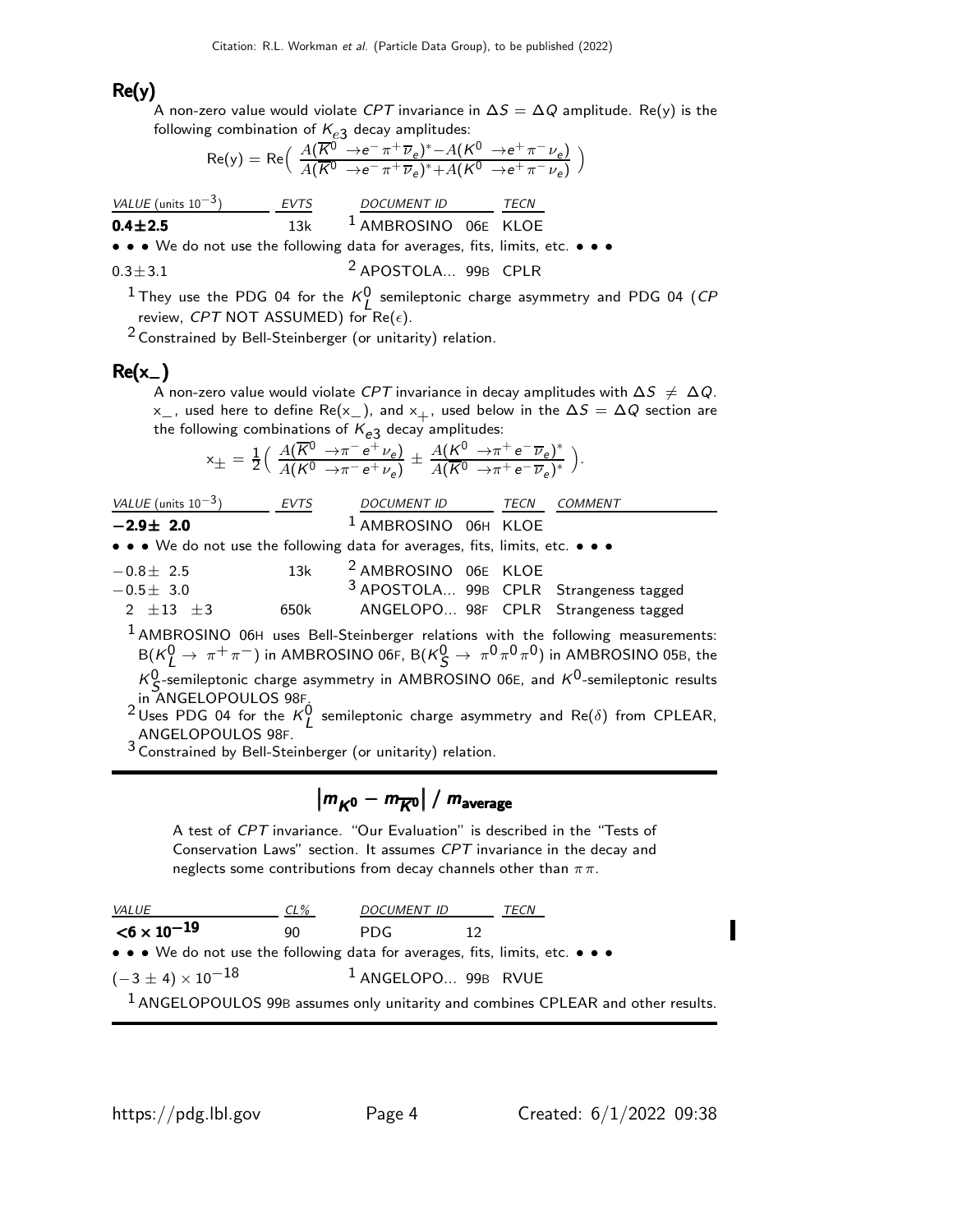## Re(y)

A non-zero value would violate *CPT* invariance in $\Delta S = \Delta Q$ amplitude. Re(y) is the following combination of $K_{e3}$ decay amplitudes:

$$\mathrm{Re(y)} = \mathrm{Re}\Big( \frac{A(\overline{K}^0 \to e^- \pi^+ \overline{\nu}_e)^* - A(K^0 \to e^+ \pi^- \nu_e)}{A(K^0 \to e^- \pi^+ \overline{\nu}_e)^* + A(K^0 \to e^+ \pi^- \nu_e)} \Big)$$

| VALUE (units $10^{-3}$) | EVTS | DOCUMENT ID | | TECN |
|---|---|---|---|---|
| **0.4±2.5** | 13k | [1] AMBROSINO | 06E | KLOE |
| • • • We do not use the following data for averages, fits, limits, etc. • • • | | | | |
| 0.3±3.1 | | [2] APOSTOLA... | 99B | CPLR |

[1] They use the PDG 04 for the $K^0_L$ semileptonic charge asymmetry and PDG 04 (*CP* review, *CPT* NOT ASSUMED) for $\mathrm{Re}(\epsilon)$.

[2] Constrained by Bell-Steinberger (or unitarity) relation.

## Re($x_-$)

A non-zero value would violate *CPT* invariance in decay amplitudes with $\Delta S \neq \Delta Q$. $x_-$, used here to define Re($x_-$), and $x_+$, used below in the $\Delta S = \Delta Q$ section are the following combinations of $K_{e3}$ decay amplitudes:

$$x_\pm = \frac{1}{2}\Big( \frac{A(\overline{K}^0 \to \pi^- e^+ \nu_e)}{A(K^0 \to \pi^- e^+ \nu_e)} \pm \frac{A(K^0 \to \pi^+ e^- \overline{\nu}_e)^*}{A(\overline{K}^0 \to \pi^+ e^- \overline{\nu}_e)^*} \Big).$$

| VALUE (units $10^{-3}$) | EVTS | DOCUMENT ID | | TECN | COMMENT |
|---|---|---|---|---|---|
| **−2.9± 2.0** | | [1] AMBROSINO | 06H | KLOE | |
| • • • We do not use the following data for averages, fits, limits, etc. • • • | | | | | |
| −0.8± 2.5 | 13k | [2] AMBROSINO | 06E | KLOE | |
| −0.5± 3.0 | | [3] APOSTOLA... | 99B | CPLR | Strangeness tagged |
| 2 ±13 ±3 | 650k | ANGELOPO... | 98F | CPLR | Strangeness tagged |

[1] AMBROSINO 06H uses Bell-Steinberger relations with the following measurements: $B(K^0_L \to \pi^+\pi^-)$ in AMBROSINO 06F, $B(K^0_S \to \pi^0\pi^0\pi^0)$ in AMBROSINO 05B, the $K^0_S$-semileptonic charge asymmetry in AMBROSINO 06E, and $K^0$-semileptonic results in ANGELOPOULOS 98F.

[2] Uses PDG 04 for the $K^0_L$ semileptonic charge asymmetry and $\mathrm{Re}(\delta)$ from CPLEAR, ANGELOPOULOS 98F.

[3] Constrained by Bell-Steinberger (or unitarity) relation.

## $|m_{K^0} - m_{\overline{K}^0}|$ / $m_{\text{average}}$

A test of *CPT* invariance. "Our Evaluation" is described in the "Tests of Conservation Laws" section. It assumes *CPT* invariance in the decay and neglects some contributions from decay channels other than $\pi\pi$.

| VALUE | CL% | DOCUMENT ID | | TECN |
|---|---|---|---|---|
| **$<6 \times 10^{-19}$** | 90 | PDG | 12 | |
| • • • We do not use the following data for averages, fits, limits, etc. • • • | | | | |
| $(-3 \pm 4) \times 10^{-18}$ | | [1] ANGELOPO... | 99B | RVUE |

[1] ANGELOPOULOS 99B assumes only unitarity and combines CPLEAR and other results.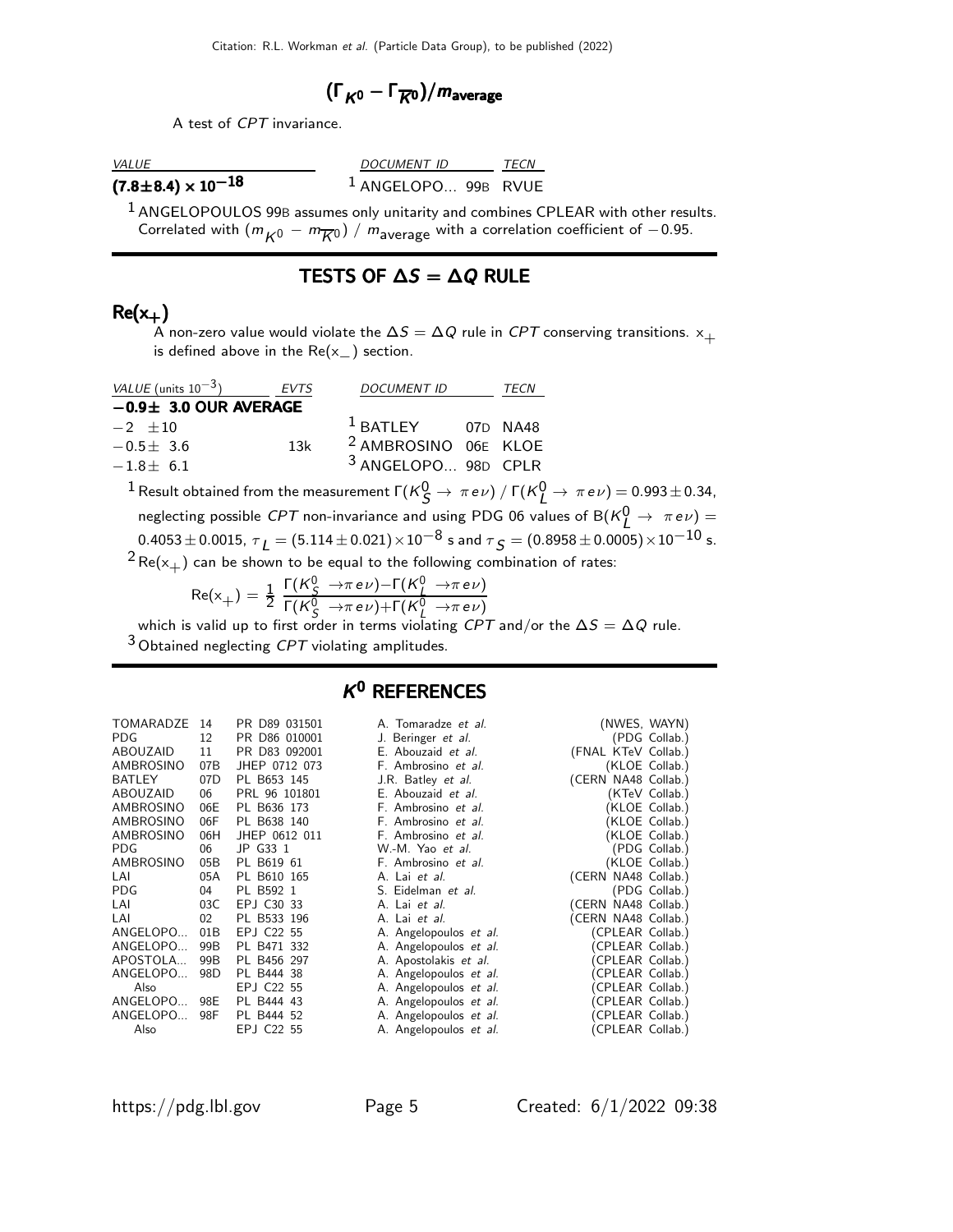## $(\Gamma_{K^0} - \Gamma_{\overline{K}^0})/m_{\text{average}}$

A test of *CPT* invariance.

| *VALUE* | *DOCUMENT ID* | *TECN* |
|---|---|---|
| $(7.8\pm8.4)\times10^{-18}$ | [1] ANGELOPO... 99B | RVUE |

[1] ANGELOPOULOS 99B assumes only unitarity and combines CPLEAR with other results. Correlated with $(m_{K^0} - m_{\overline{K}^0})\,/\,m_{\text{average}}$ with a correlation coefficient of $-0.95$.

## TESTS OF $\Delta S = \Delta Q$ RULE

### $\text{Re}(x_+)$

A non-zero value would violate the $\Delta S = \Delta Q$ rule in *CPT* conserving transitions. $x_+$ is defined above in the $\text{Re}(x_-)$ section.

| *VALUE* (units $10^{-3}$) | *EVTS* | *DOCUMENT ID* | *TECN* |
|---|---|---|---|
| **$-0.9\pm$ 3.0 OUR AVERAGE** | | | |
| $-2\ \pm10$ | | [1] BATLEY 07D | NA48 |
| $-0.5\pm\ 3.6$ | 13k | [2] AMBROSINO 06E | KLOE |
| $-1.8\pm\ 6.1$ | | [3] ANGELOPO... 98D | CPLR |

[1] Result obtained from the measurement $\Gamma(K^0_S \to \pi e \nu)\,/\,\Gamma(K^0_L \to \pi e \nu) = 0.993 \pm 0.34$, neglecting possible *CPT* non-invariance and using PDG 06 values of $\text{B}(K^0_L \to \pi e \nu) = 0.4053 \pm 0.0015$, $\tau_L = (5.114 \pm 0.021)\times10^{-8}$ s and $\tau_S = (0.8958 \pm 0.0005)\times10^{-10}$ s.

[2] $\text{Re}(x_+)$ can be shown to be equal to the following combination of rates:

$$\text{Re}(x_+) = \frac{1}{2}\,\frac{\Gamma(K^0_S \to \pi e \nu) - \Gamma(K^0_L \to \pi e \nu)}{\Gamma(K^0_S \to \pi e \nu) + \Gamma(K^0_L \to \pi e \nu)}$$

which is valid up to first order in terms violating *CPT* and/or the $\Delta S = \Delta Q$ rule.

[3] Obtained neglecting *CPT* violating amplitudes.

## $K^0$ REFERENCES

| | | | | |
|---|---|---|---|---|
| TOMARADZE | 14 | PR D89 031501 | A. Tomaradze *et al.* | (NWES, WAYN) |
| PDG | 12 | PR D86 010001 | J. Beringer *et al.* | (PDG Collab.) |
| ABOUZAID | 11 | PR D83 092001 | E. Abouzaid *et al.* | (FNAL KTeV Collab.) |
| AMBROSINO | 07B | JHEP 0712 073 | F. Ambrosino *et al.* | (KLOE Collab.) |
| BATLEY | 07D | PL B653 145 | J.R. Batley *et al.* | (CERN NA48 Collab.) |
| ABOUZAID | 06 | PRL 96 101801 | E. Abouzaid *et al.* | (KTeV Collab.) |
| AMBROSINO | 06E | PL B636 173 | F. Ambrosino *et al.* | (KLOE Collab.) |
| AMBROSINO | 06F | PL B638 140 | F. Ambrosino *et al.* | (KLOE Collab.) |
| AMBROSINO | 06H | JHEP 0612 011 | F. Ambrosino *et al.* | (KLOE Collab.) |
| PDG | 06 | JP G33 1 | W.-M. Yao *et al.* | (PDG Collab.) |
| AMBROSINO | 05B | PL B619 61 | F. Ambrosino *et al.* | (KLOE Collab.) |
| LAI | 05A | PL B610 165 | A. Lai *et al.* | (CERN NA48 Collab.) |
| PDG | 04 | PL B592 1 | S. Eidelman *et al.* | (PDG Collab.) |
| LAI | 03C | EPJ C30 33 | A. Lai *et al.* | (CERN NA48 Collab.) |
| LAI | 02 | PL B533 196 | A. Lai *et al.* | (CERN NA48 Collab.) |
| ANGELOPO... | 01B | EPJ C22 55 | A. Angelopoulos *et al.* | (CPLEAR Collab.) |
| ANGELOPO... | 99B | PL B471 332 | A. Angelopoulos *et al.* | (CPLEAR Collab.) |
| APOSTOLA... | 99B | PL B456 297 | A. Apostolakis *et al.* | (CPLEAR Collab.) |
| ANGELOPO... | 98D | PL B444 38 | A. Angelopoulos *et al.* | (CPLEAR Collab.) |
| Also | | EPJ C22 55 | A. Angelopoulos *et al.* | (CPLEAR Collab.) |
| ANGELOPO... | 98E | PL B444 43 | A. Angelopoulos *et al.* | (CPLEAR Collab.) |
| ANGELOPO... | 98F | PL B444 52 | A. Angelopoulos *et al.* | (CPLEAR Collab.) |
| Also | | EPJ C22 55 | A. Angelopoulos *et al.* | (CPLEAR Collab.) |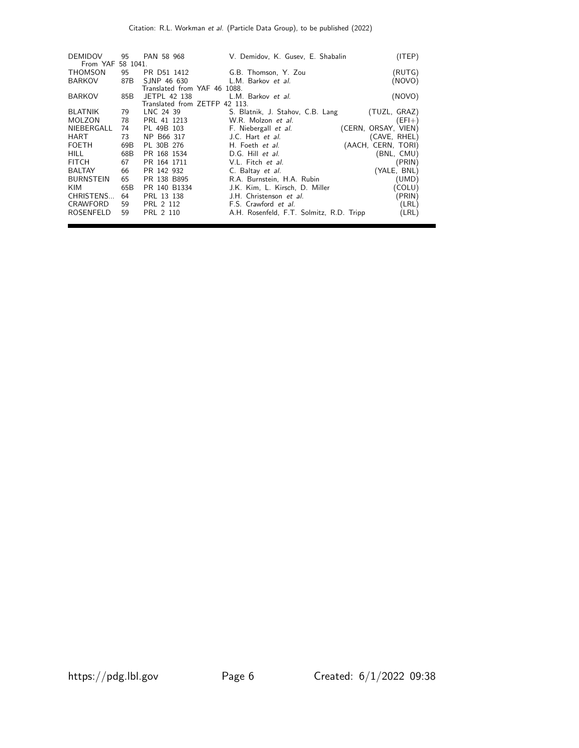| | | | | |
|---|---|---|---|---|
| DEMIDOV | 95 | PAN 58 968 | V. Demidov, K. Gusev, E. Shabalin | (ITEP) |
| From YAF 58 1041. | | | | |
| THOMSON | 95 | PR D51 1412 | G.B. Thomson, Y. Zou | (RUTG) |
| BARKOV | 87B | SJNP 46 630 | L.M. Barkov *et al.* | (NOVO) |
| | | Translated from YAF 46 1088. | | |
| BARKOV | 85B | JETPL 42 138 | L.M. Barkov *et al.* | (NOVO) |
| | | Translated from ZETFP 42 113. | | |
| BLATNIK | 79 | LNC 24 39 | S. Blatnik, J. Stahov, C.B. Lang | (TUZL, GRAZ) |
| MOLZON | 78 | PRL 41 1213 | W.R. Molzon *et al.* | (EFI+) |
| NIEBERGALL | 74 | PL 49B 103 | F. Niebergall *et al.* | (CERN, ORSAY, VIEN) |
| HART | 73 | NP B66 317 | J.C. Hart *et al.* | (CAVE, RHEL) |
| FOETH | 69B | PL 30B 276 | H. Foeth *et al.* | (AACH, CERN, TORI) |
| HILL | 68B | PR 168 1534 | D.G. Hill *et al.* | (BNL, CMU) |
| FITCH | 67 | PR 164 1711 | V.L. Fitch *et al.* | (PRIN) |
| BALTAY | 66 | PR 142 932 | C. Baltay *et al.* | (YALE, BNL) |
| BURNSTEIN | 65 | PR 138 B895 | R.A. Burnstein, H.A. Rubin | (UMD) |
| KIM | 65B | PR 140 B1334 | J.K. Kim, L. Kirsch, D. Miller | (COLU) |
| CHRISTENS... | 64 | PRL 13 138 | J.H. Christenson *et al.* | (PRIN) |
| CRAWFORD | 59 | PRL 2 112 | F.S. Crawford *et al.* | (LRL) |
| ROSENFELD | 59 | PRL 2 110 | A.H. Rosenfeld, F.T. Solmitz, R.D. Tripp | (LRL) |